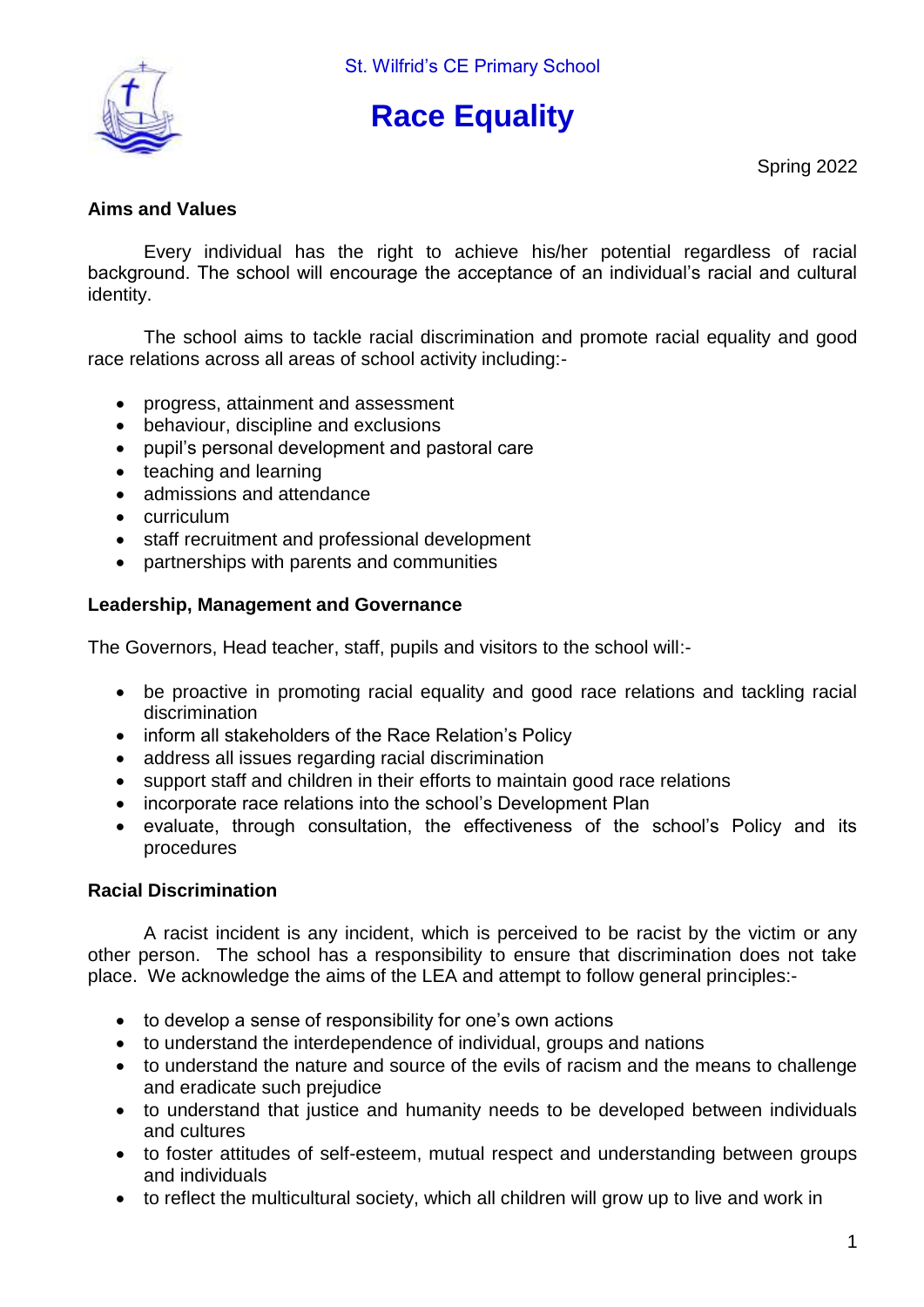St. Wilfrid's CE Primary School

# Race Equality

Spring 2022

## Aims and Values

Every individual has the right to achieve his/her potential regardless of racial background. The school will encourage the acceptance of an individual's racial and cultural identity.

The school aims to tackle racial discrimination and promote racial equality and good race relations across all areas of school activity including:-

- progress, attainment and assessment
- behaviour, discipline and exclusions
- pupil's personal development and pastoral care
- teaching and learning
- admissions and attendance
- curriculum
- staff recruitment and professional development
- partnerships with parents and communities

## Leadership, Management and Governance

The Governors, Head teacher, staff, pupils and visitors to the school will:-

- be proactive in promoting racial equality and good race relations and tackling racial discrimination
- inform all stakeholders of the Race Relation's Policy
- address all issues regarding racial discrimination
- support staff and children in their efforts to maintain good race relations
- incorporate race relations into the school's Development Plan
- evaluate, through consultation, the effectiveness of the school's Policy and its procedures

## Racial Discrimination

A racist incident is any incident, which is perceived to be racist by the victim or any other person. The school has a responsibility to ensure that discrimination does not take place. We acknowledge the aims of the LEA and attempt to follow general principles:-

- to develop a sense of responsibility for one's own actions
- to understand the interdependence of individual, groups and nations
- to understand the nature and source of the evils of racism and the means to challenge and eradicate such prejudice
- to understand that justice and humanity needs to be developed between individuals and cultures
- to foster attitudes of self-esteem, mutual respect and understanding between groups and individuals
- to reflect the multicultural society, which all children will grow up to live and work in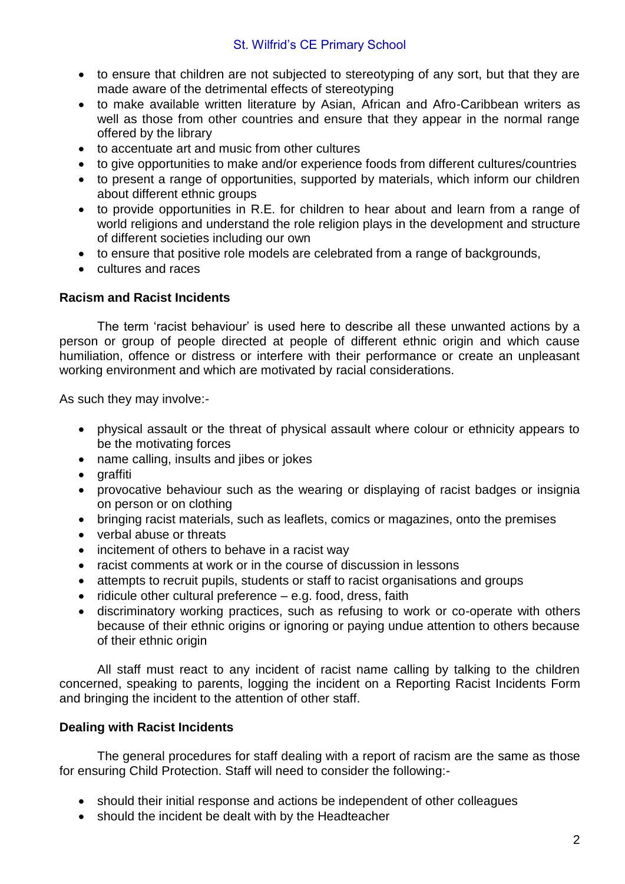- to ensure that children are not subjected to stereotyping of any sort, but that they are made aware of the detrimental effects of stereotyping
- to make available written literature by Asian, African and Afro-Caribbean writers as well as those from other countries and ensure that they appear in the normal range offered by the library
- to accentuate art and music from other cultures
- to give opportunities to make and/or experience foods from different cultures/countries
- to present a range of opportunities, supported by materials, which inform our children about different ethnic groups
- to provide opportunities in R.E. for children to hear about and learn from a range of world religions and understand the role religion plays in the development and structure of different societies including our own
- to ensure that positive role models are celebrated from a range of backgrounds,
- cultures and races

**Racism and Racist Incidents**

The term 'racist behaviour' is used here to describe all these unwanted actions by a person or group of people directed at people of different ethnic origin and which cause humiliation, offence or distress or interfere with their performance or create an unpleasant working environment and which are motivated by racial considerations.

As such they may involve:-

- physical assault or the threat of physical assault where colour or ethnicity appears to be the motivating forces
- name calling, insults and jibes or jokes
- graffiti
- provocative behaviour such as the wearing or displaying of racist badges or insignia on person or on clothing
- bringing racist materials, such as leaflets, comics or magazines, onto the premises
- verbal abuse or threats
- incitement of others to behave in a racist way
- racist comments at work or in the course of discussion in lessons
- attempts to recruit pupils, students or staff to racist organisations and groups
- ridicule other cultural preference – e.g. food, dress, faith
- discriminatory working practices, such as refusing to work or co-operate with others because of their ethnic origins or ignoring or paying undue attention to others because of their ethnic origin

All staff must react to any incident of racist name calling by talking to the children concerned, speaking to parents, logging the incident on a Reporting Racist Incidents Form and bringing the incident to the attention of other staff.

**Dealing with Racist Incidents**

The general procedures for staff dealing with a report of racism are the same as those for ensuring Child Protection. Staff will need to consider the following:-

- should their initial response and actions be independent of other colleagues
- should the incident be dealt with by the Headteacher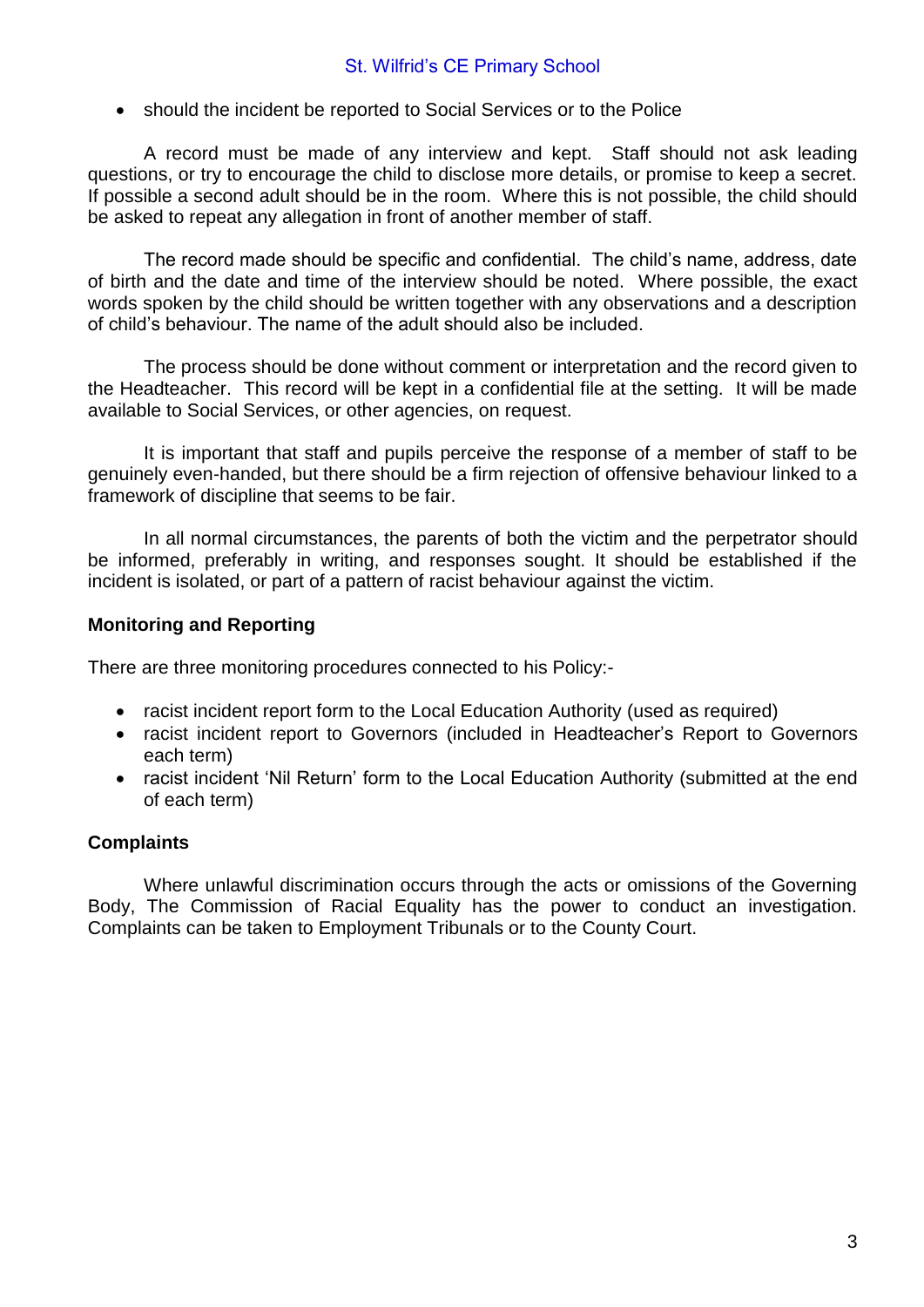- should the incident be reported to Social Services or to the Police

A record must be made of any interview and kept. Staff should not ask leading questions, or try to encourage the child to disclose more details, or promise to keep a secret. If possible a second adult should be in the room. Where this is not possible, the child should be asked to repeat any allegation in front of another member of staff.

The record made should be specific and confidential. The child's name, address, date of birth and the date and time of the interview should be noted. Where possible, the exact words spoken by the child should be written together with any observations and a description of child's behaviour. The name of the adult should also be included.

The process should be done without comment or interpretation and the record given to the Headteacher. This record will be kept in a confidential file at the setting. It will be made available to Social Services, or other agencies, on request.

It is important that staff and pupils perceive the response of a member of staff to be genuinely even-handed, but there should be a firm rejection of offensive behaviour linked to a framework of discipline that seems to be fair.

In all normal circumstances, the parents of both the victim and the perpetrator should be informed, preferably in writing, and responses sought. It should be established if the incident is isolated, or part of a pattern of racist behaviour against the victim.

**Monitoring and Reporting**

There are three monitoring procedures connected to his Policy:-

- racist incident report form to the Local Education Authority (used as required)
- racist incident report to Governors (included in Headteacher's Report to Governors each term)
- racist incident 'Nil Return' form to the Local Education Authority (submitted at the end of each term)

**Complaints**

Where unlawful discrimination occurs through the acts or omissions of the Governing Body, The Commission of Racial Equality has the power to conduct an investigation. Complaints can be taken to Employment Tribunals or to the County Court.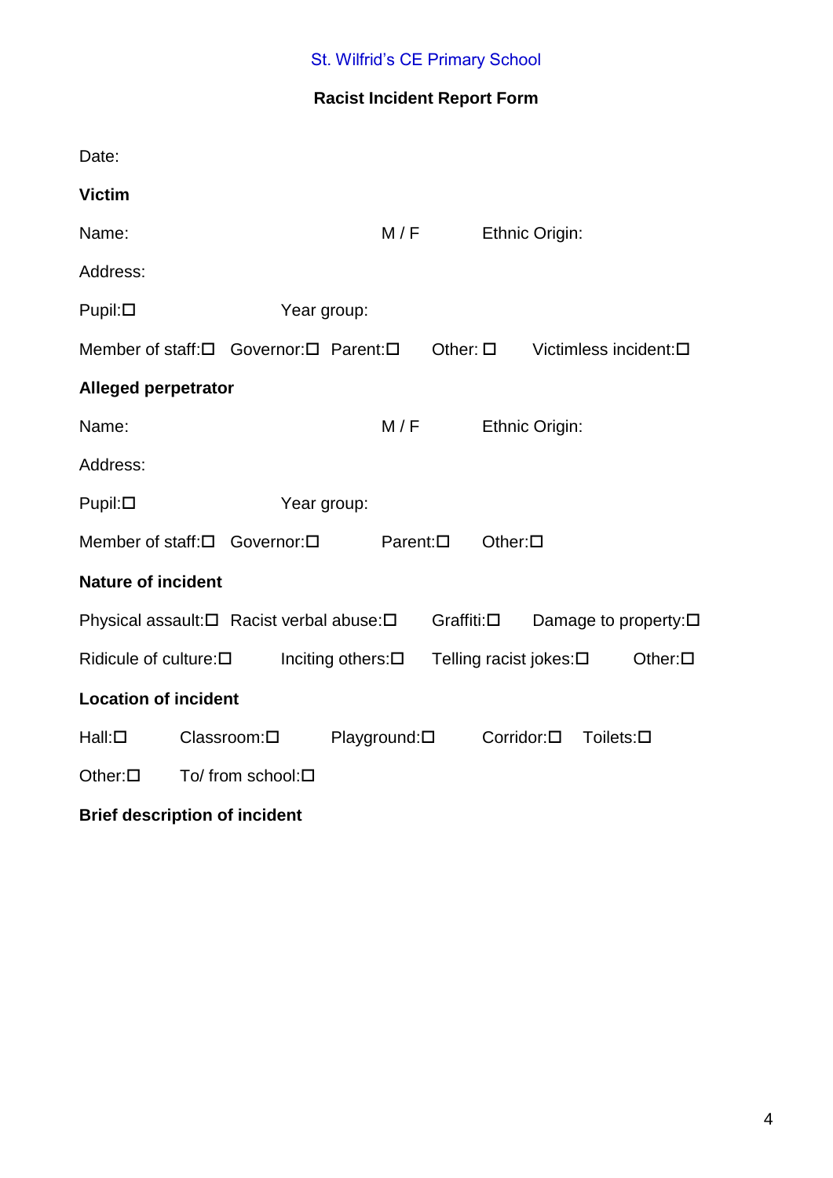St. Wilfrid's CE Primary School

**Racist Incident Report Form**

Date:

**Victim**

Name: M / F Ethnic Origin:

Address:

Pupil:☐ Year group:

Member of staff:☐ Governor:☐ Parent:☐ Other: ☐ Victimless incident:☐

**Alleged perpetrator**

Name: M / F Ethnic Origin:

Address:

Pupil:☐ Year group:

Member of staff:☐ Governor:☐ Parent:☐ Other:☐

**Nature of incident**

Physical assault:☐ Racist verbal abuse:☐ Graffiti:☐ Damage to property:☐

Ridicule of culture:☐ Inciting others:☐ Telling racist jokes:☐ Other:☐

**Location of incident**

Hall:☐ Classroom:☐ Playground:☐ Corridor:☐ Toilets:☐

Other:☐ To/ from school:☐

**Brief description of incident**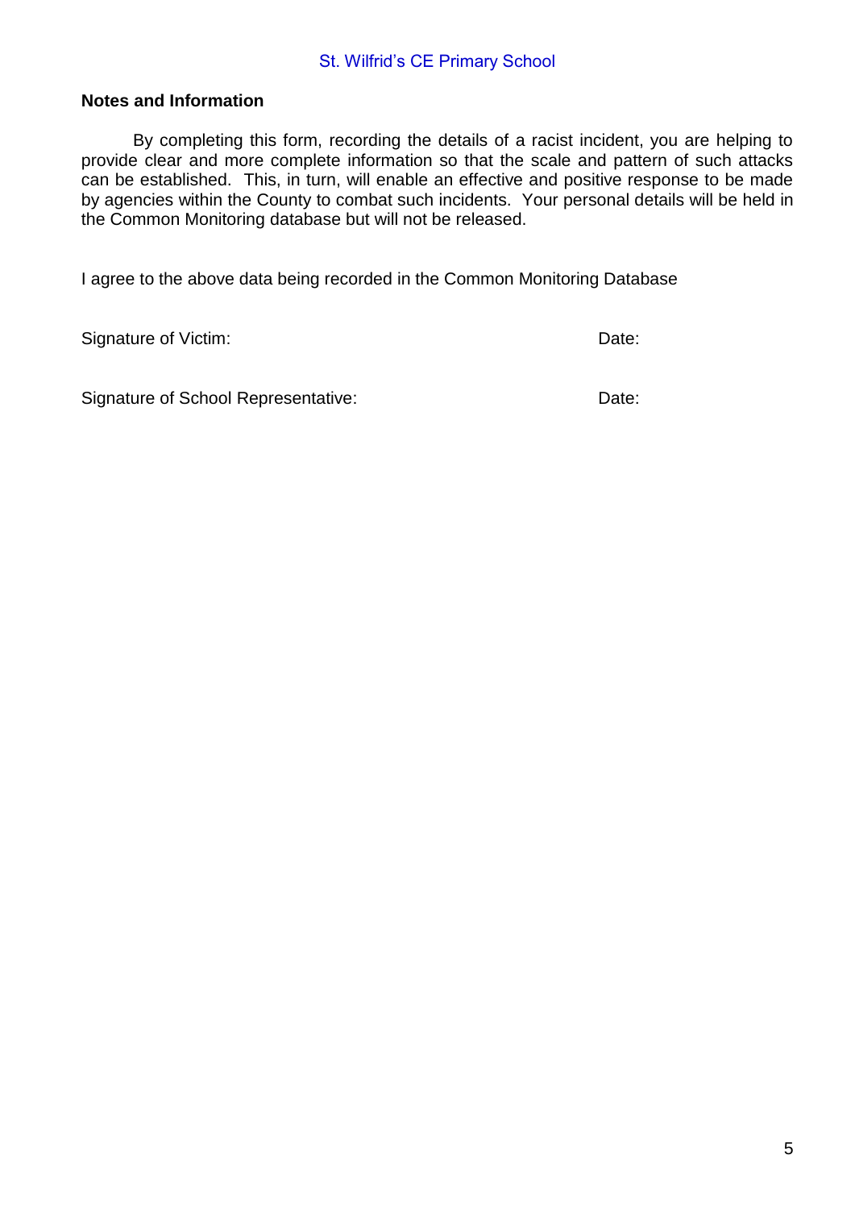### Notes and Information

By completing this form, recording the details of a racist incident, you are helping to provide clear and more complete information so that the scale and pattern of such attacks can be established. This, in turn, will enable an effective and positive response to be made by agencies within the County to combat such incidents. Your personal details will be held in the Common Monitoring database but will not be released.

I agree to the above data being recorded in the Common Monitoring Database

Signature of Victim: Date:

Signature of School Representative: Date: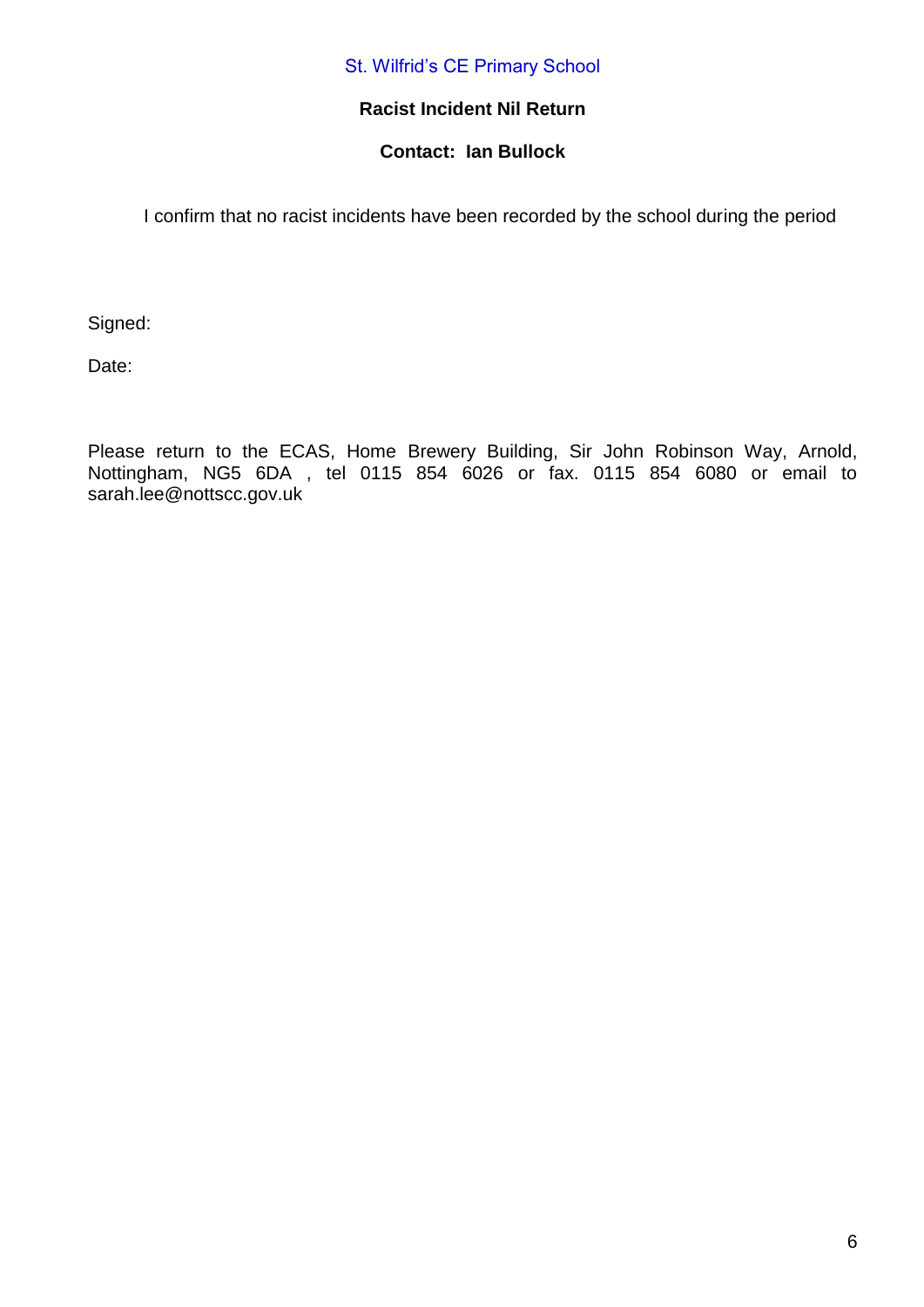St. Wilfrid's CE Primary School

**Racist Incident Nil Return**

**Contact: Ian Bullock**

I confirm that no racist incidents have been recorded by the school during the period

Signed:

Date:

Please return to the ECAS, Home Brewery Building, Sir John Robinson Way, Arnold, Nottingham, NG5 6DA , tel 0115 854 6026 or fax. 0115 854 6080 or email to sarah.lee@nottscc.gov.uk